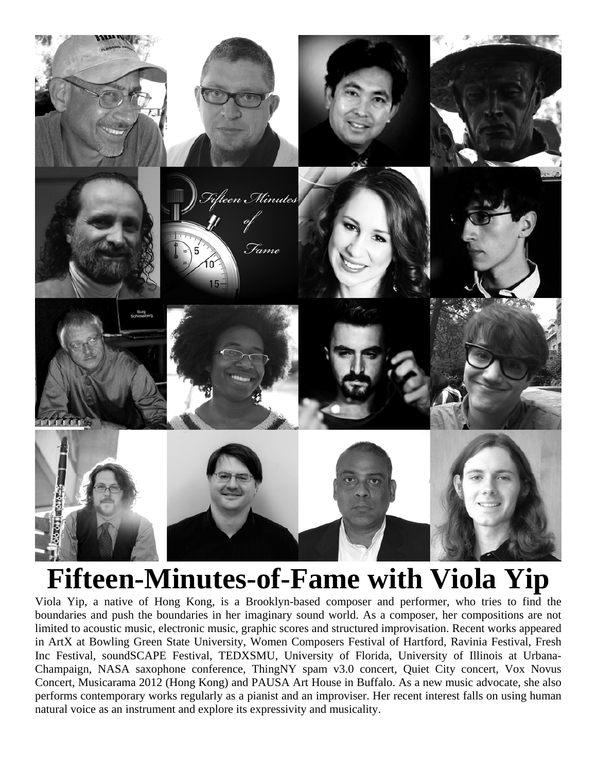# Fifteen-Minutes-of-Fame with Viola Yip

Viola Yip, a native of Hong Kong, is a Brooklyn-based composer and performer, who tries to find the boundaries and push the boundaries in her imaginary sound world. As a composer, her compositions are not limited to acoustic music, electronic music, graphic scores and structured improvisation. Recent works appeared in ArtX at Bowling Green State University, Women Composers Festival of Hartford, Ravinia Festival, Fresh Inc Festival, soundSCAPE Festival, TEDXSMU, University of Florida, University of Illinois at Urbana-Champaign, NASA saxophone conference, ThingNY spam v3.0 concert, Quiet City concert, Vox Novus Concert, Musicarama 2012 (Hong Kong) and PAUSA Art House in Buffalo. As a new music advocate, she also performs contemporary works regularly as a pianist and an improviser. Her recent interest falls on using human natural voice as an instrument and explore its expressivity and musicality.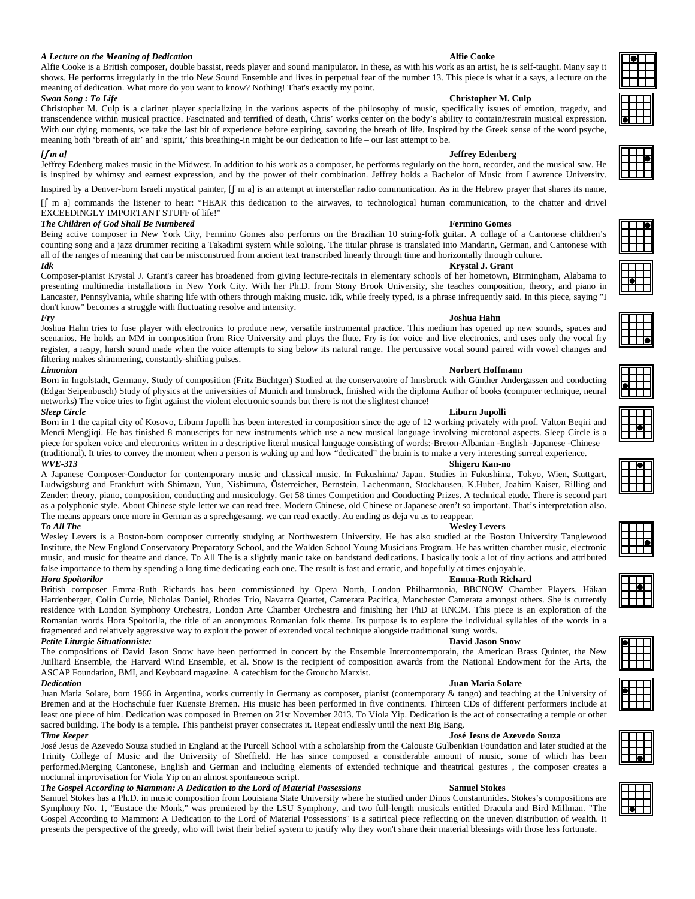***A Lecture on the Meaning of Dedication*** **Alfie Cooke**

Alfie Cooke is a British composer, double bassist, reeds player and sound manipulator. In these, as with his work as an artist, he is self-taught. Many say it shows. He performs irregularly in the trio New Sound Ensemble and lives in perpetual fear of the number 13. This piece is what it says, a lecture on the meaning of dedication. What more do you want to know? Nothing! That's exactly my point.

***Swan Song : To Life*** **Christopher M. Culp**

Christopher M. Culp is a clarinet player specializing in the various aspects of the philosophy of music, specifically issues of emotion, tragedy, and transcendence within musical practice. Fascinated and terrified of death, Chris' works center on the body's ability to contain/restrain musical expression. With our dying moments, we take the last bit of experience before expiring, savoring the breath of life. Inspired by the Greek sense of the word psyche, meaning both 'breath of air' and 'spirit,' this breathing-in might be our dedication to life – our last attempt to be.

***[ʃm a]*** **Jeffrey Edenberg**

Jeffrey Edenberg makes music in the Midwest. In addition to his work as a composer, he performs regularly on the horn, recorder, and the musical saw. He is inspired by whimsy and earnest expression, and by the power of their combination. Jeffrey holds a Bachelor of Music from Lawrence University.

Inspired by a Denver-born Israeli mystical painter, [ʃ m a] is an attempt at interstellar radio communication. As in the Hebrew prayer that shares its name, [ʃ m a] commands the listener to hear: "HEAR this dedication to the airwaves, to technological human communication, to the chatter and drivel EXCEEDINGLY IMPORTANT STUFF of life!"

***The Children of God Shall Be Numbered*** **Fermino Gomes**

Being active composer in New York City, Fermino Gomes also performs on the Brazilian 10 string-folk guitar. A collage of a Cantonese children's counting song and a jazz drummer reciting a Takadimi system while soloing. The titular phrase is translated into Mandarin, German, and Cantonese with all of the ranges of meaning that can be misconstrued from ancient text transcribed linearly through time and horizontally through culture.

***Idk*** **Krystal J. Grant**

Composer-pianist Krystal J. Grant's career has broadened from giving lecture-recitals in elementary schools of her hometown, Birmingham, Alabama to presenting multimedia installations in New York City. With her Ph.D. from Stony Brook University, she teaches composition, theory, and piano in Lancaster, Pennsylvania, while sharing life with others through making music. idk, while freely typed, is a phrase infrequently said. In this piece, saying "I don't know" becomes a struggle with fluctuating resolve and intensity.

***Fry*** **Joshua Hahn**

Joshua Hahn tries to fuse player with electronics to produce new, versatile instrumental practice. This medium has opened up new sounds, spaces and scenarios. He holds an MM in composition from Rice University and plays the flute. Fry is for voice and live electronics, and uses only the vocal fry register, a raspy, harsh sound made when the voice attempts to sing below its natural range. The percussive vocal sound paired with vowel changes and filtering makes shimmering, constantly-shifting pulses.

***Limonion*** **Norbert Hoffmann**

Born in Ingolstadt, Germany. Study of composition (Fritz Büchtger) Studied at the conservatoire of Innsbruck with Günther Andergassen and conducting (Edgar Seipenbusch) Study of physics at the universities of Munich and Innsbruck, finished with the diploma Author of books (computer technique, neural networks) The voice tries to fight against the violent electronic sounds but there is not the slightest chance!

***Sleep Circle*** **Liburn Jupolli**

Born in 1 the capital city of Kosovo, Liburn Jupolli has been interested in composition since the age of 12 working privately with prof. Valton Beqiri and Mendi Mengjiqi. He has finished 8 manuscripts for new instruments which use a new musical language involving microtonal aspects. Sleep Circle is a piece for spoken voice and electronics written in a descriptive literal musical language consisting of words:-Breton-Albanian -English -Japanese -Chinese – (traditional). It tries to convey the moment when a person is waking up and how "dedicated" the brain is to make a very interesting surreal experience.

***WVE-313*** **Shigeru Kan-no**

A Japanese Composer-Conductor for contemporary music and classical music. In Fukushima/ Japan. Studies in Fukushima, Tokyo, Wien, Stuttgart, Ludwigsburg and Frankfurt with Shimazu, Yun, Nishimura, Österreicher, Bernstein, Lachenmann, Stockhausen, K.Huber, Joahim Kaiser, Rilling and Zender: theory, piano, composition, conducting and musicology. Get 58 times Competition and Conducting Prizes. A technical etude. There is second part as a polyphonic style. About Chinese style letter we can read free. Modern Chinese, old Chinese or Japanese aren't so important. That's interpretation also. The means appears once more in German as a sprechgesamg. we can read exactly. Au ending as deja vu as to reappear.

***To All The*** **Wesley Levers**

Wesley Levers is a Boston-born composer currently studying at Northwestern University. He has also studied at the Boston University Tanglewood Institute, the New England Conservatory Preparatory School, and the Walden School Young Musicians Program. He has written chamber music, electronic music, and music for theatre and dance. To All The is a slightly manic take on bandstand dedications. I basically took a lot of tiny actions and attributed false importance to them by spending a long time dedicating each one. The result is fast and erratic, and hopefully at times enjoyable.

***Hora Spoitorilor*** **Emma-Ruth Richard**

British composer Emma-Ruth Richards has been commissioned by Opera North, London Philharmonia, BBCNOW Chamber Players, Håkan Hardenberger, Colin Currie, Nicholas Daniel, Rhodes Trio, Navarra Quartet, Camerata Pacifica, Manchester Camerata amongst others. She is currently residence with London Symphony Orchestra, London Arte Chamber Orchestra and finishing her PhD at RNCM. This piece is an exploration of the Romanian words Hora Spoitorila, the title of an anonymous Romanian folk theme. Its purpose is to explore the individual syllables of the words in a fragmented and relatively aggressive way to exploit the power of extended vocal technique alongside traditional 'sung' words.

***Petite Liturgie Situationniste:*** **David Jason Snow**

The compositions of David Jason Snow have been performed in concert by the Ensemble Intercontemporain, the American Brass Quintet, the New Juilliard Ensemble, the Harvard Wind Ensemble, et al. Snow is the recipient of composition awards from the National Endowment for the Arts, the ASCAP Foundation, BMI, and Keyboard magazine. A catechism for the Groucho Marxist.

***Dedication*** **Juan Maria Solare**

Juan Maria Solare, born 1966 in Argentina, works currently in Germany as composer, pianist (contemporary & tango) and teaching at the University of Bremen and at the Hochschule fuer Kuenste Bremen. His music has been performed in five continents. Thirteen CDs of different performers include at least one piece of him. Dedication was composed in Bremen on 21st November 2013. To Viola Yip. Dedication is the act of consecrating a temple or other sacred building. The body is a temple. This pantheist prayer consecrates it. Repeat endlessly until the next Big Bang.

***Time Keeper*** **José Jesus de Azevedo Souza**

José Jesus de Azevedo Souza studied in England at the Purcell School with a scholarship from the Calouste Gulbenkian Foundation and later studied at the Trinity College of Music and the University of Sheffield. He has since composed a considerable amount of music, some of which has been performed.Merging Cantonese, English and German and including elements of extended technique and theatrical gestures , the composer creates a nocturnal improvisation for Viola Yip on an almost spontaneous script.

***The Gospel According to Mammon: A Dedication to the Lord of Material Possessions*** **Samuel Stokes**

Samuel Stokes has a Ph.D. in music composition from Louisiana State University where he studied under Dinos Constantinides. Stokes's compositions are Symphony No. 1, "Eustace the Monk," was premiered by the LSU Symphony, and two full-length musicals entitled Dracula and Bird Millman. "The Gospel According to Mammon: A Dedication to the Lord of Material Possessions" is a satirical piece reflecting on the uneven distribution of wealth. It presents the perspective of the greedy, who will twist their belief system to justify why they won't share their material blessings with those less fortunate.